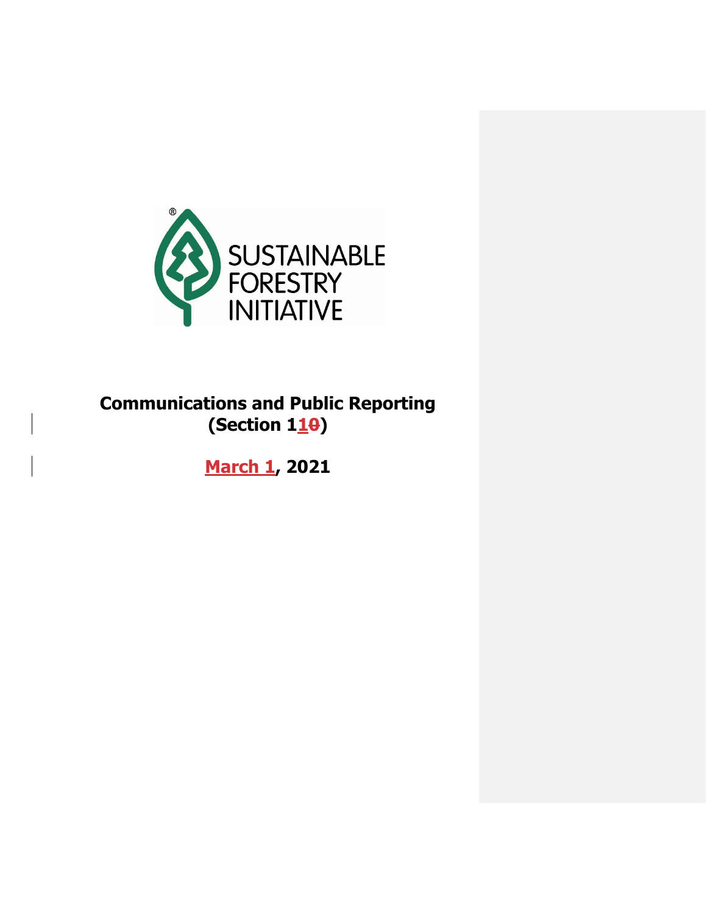SUSTAINABLE FORESTRY INITIATIVE

# Communications and Public Reporting (Section 11)

**March 1, 2021**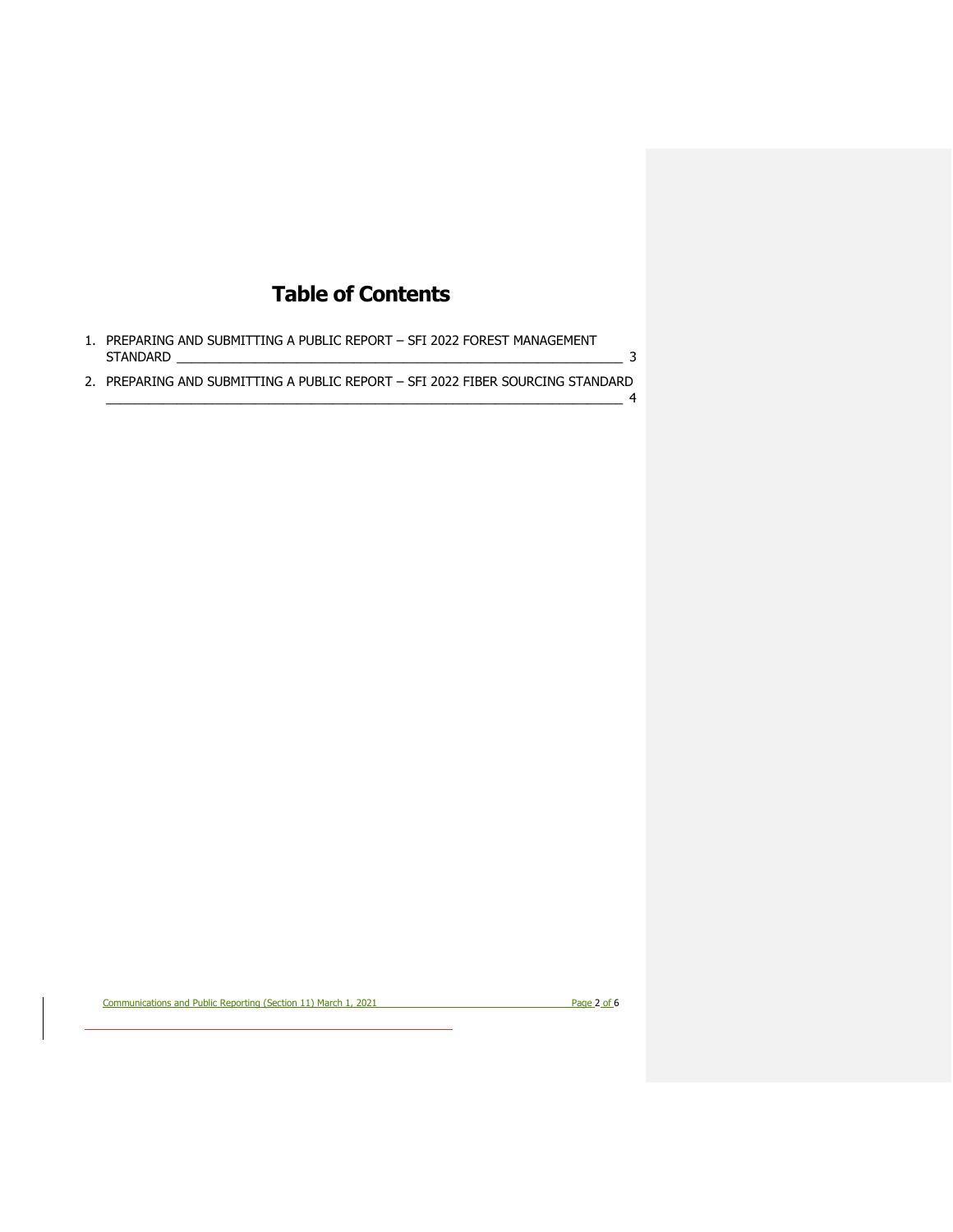# Table of Contents

1. PREPARING AND SUBMITTING A PUBLIC REPORT – SFI 2022 FOREST MANAGEMENT STANDARD ____ 3
2. PREPARING AND SUBMITTING A PUBLIC REPORT – SFI 2022 FIBER SOURCING STANDARD ____ 4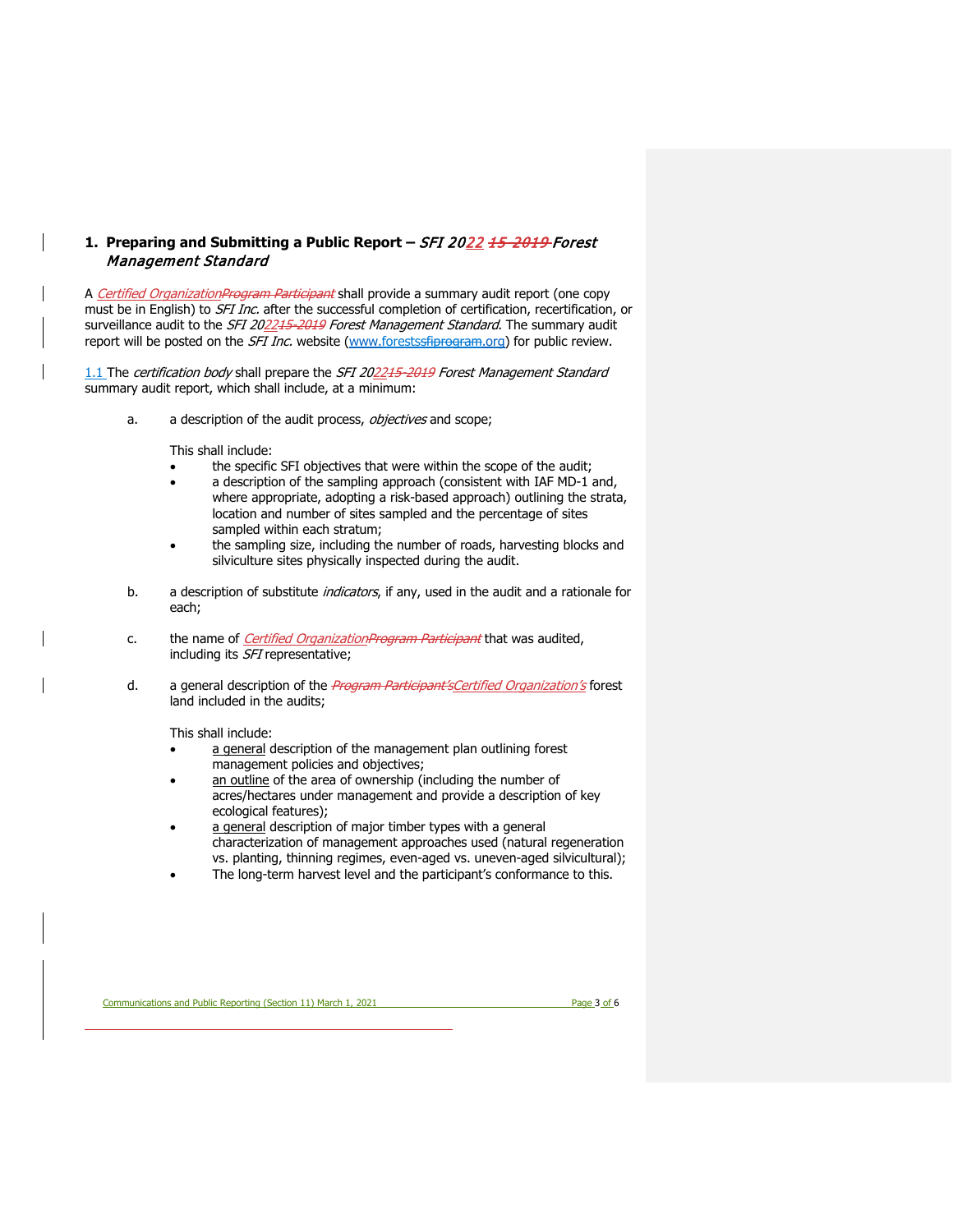## 1. Preparing and Submitting a Public Report – *SFI 2022 ~~15-2019~~ Forest Management Standard*

A *Certified Organization~~Program Participant~~* shall provide a summary audit report (one copy must be in English) to *SFI Inc.* after the successful completion of certification, recertification, or surveillance audit to the *SFI 2022~~15-2019~~ Forest Management Standard*. The summary audit report will be posted on the *SFI Inc.* website (www.forests~~sfiprogram~~.org) for public review.

1.1 The *certification body* shall prepare the *SFI 2022~~15-2019~~ Forest Management Standard* summary audit report, which shall include, at a minimum:

a. a description of the audit process, *objectives* and scope;

   This shall include:
   - the specific SFI objectives that were within the scope of the audit;
   - a description of the sampling approach (consistent with IAF MD-1 and, where appropriate, adopting a risk-based approach) outlining the strata, location and number of sites sampled and the percentage of sites sampled within each stratum;
   - the sampling size, including the number of roads, harvesting blocks and silviculture sites physically inspected during the audit.

b. a description of substitute *indicators*, if any, used in the audit and a rationale for each;

c. the name of *Certified Organization~~Program Participant~~* that was audited, including its *SFI* representative;

d. a general description of the *~~Program Participant's~~Certified Organization's* forest land included in the audits;

   This shall include:
   - a general description of the management plan outlining forest management policies and objectives;
   - an outline of the area of ownership (including the number of acres/hectares under management and provide a description of key ecological features);
   - a general description of major timber types with a general characterization of management approaches used (natural regeneration vs. planting, thinning regimes, even-aged vs. uneven-aged silvicultural);
   - The long-term harvest level and the participant's conformance to this.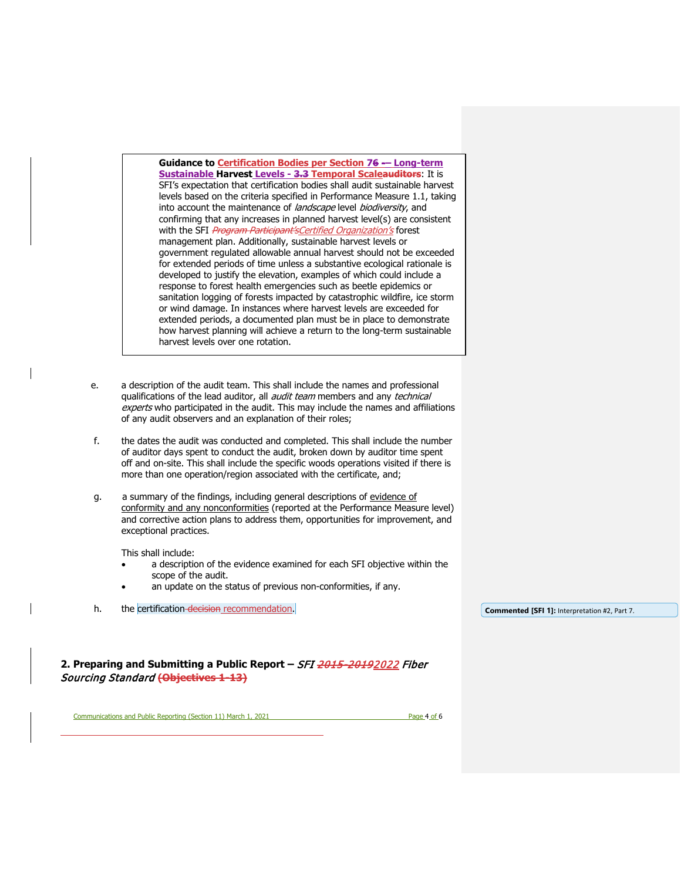> **Guidance to Certification Bodies per Section 76 -— Long-term Sustainable Harvest Levels - 3.3 Temporal Scaleauditors**: It is SFI's expectation that certification bodies shall audit sustainable harvest levels based on the criteria specified in Performance Measure 1.1, taking into account the maintenance of *landscape* level *biodiversity*, and confirming that any increases in planned harvest level(s) are consistent with the SFI *Program Participant'sCertified Organization's* forest management plan. Additionally, sustainable harvest levels or government regulated allowable annual harvest should not be exceeded for extended periods of time unless a substantive ecological rationale is developed to justify the elevation, examples of which could include a response to forest health emergencies such as beetle epidemics or sanitation logging of forests impacted by catastrophic wildfire, ice storm or wind damage. In instances where harvest levels are exceeded for extended periods, a documented plan must be in place to demonstrate how harvest planning will achieve a return to the long-term sustainable harvest levels over one rotation.

e. a description of the audit team. This shall include the names and professional qualifications of the lead auditor, all *audit team* members and any *technical experts* who participated in the audit. This may include the names and affiliations of any audit observers and an explanation of their roles;

f. the dates the audit was conducted and completed. This shall include the number of auditor days spent to conduct the audit, broken down by auditor time spent off and on-site. This shall include the specific woods operations visited if there is more than one operation/region associated with the certificate, and;

g. a summary of the findings, including general descriptions of evidence of conformity and any nonconformities (reported at the Performance Measure level) and corrective action plans to address them, opportunities for improvement, and exceptional practices.

   This shall include:
   - a description of the evidence examined for each SFI objective within the scope of the audit.
   - an update on the status of previous non-conformities, if any.

h. the certification decision recommendation.

Commented [SFI 1]: Interpretation #2, Part 7.

## 2. Preparing and Submitting a Public Report – *SFI 2015-20192022 Fiber Sourcing Standard* (Objectives 1-13)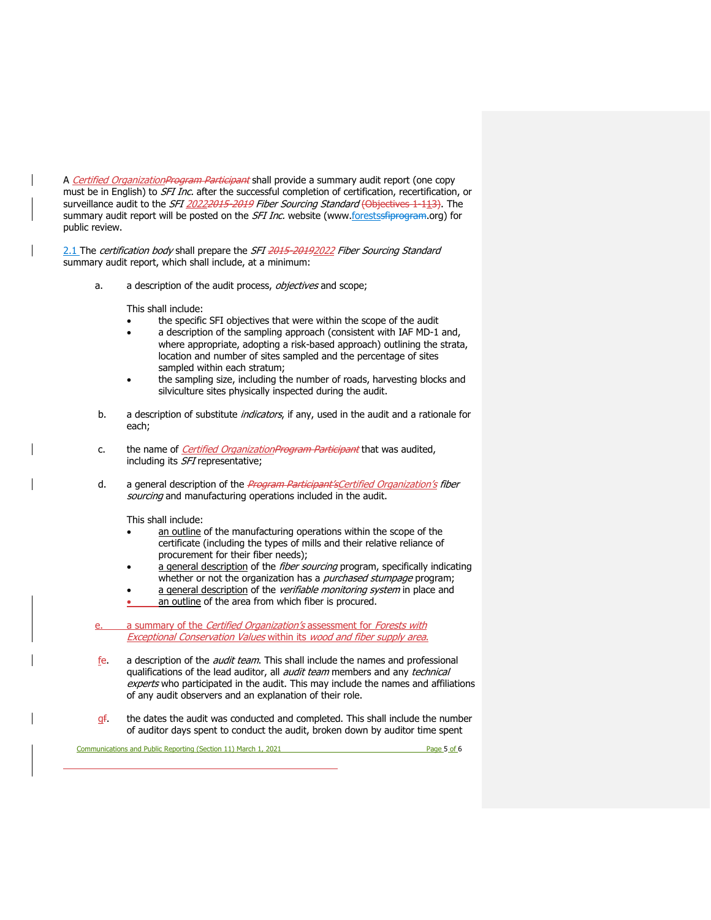A *Certified Organization**Program Participant* shall provide a summary audit report (one copy must be in English) to *SFI Inc.* after the successful completion of certification, recertification, or surveillance audit to the *SFI 2022**2015-2019* *Fiber Sourcing Standard* (Objectives 1-113). The summary audit report will be posted on the *SFI Inc.* website (www.forestssfiprogram.org) for public review.

2.1 The *certification body* shall prepare the *SFI 2015-2019**2022* *Fiber Sourcing Standard* summary audit report, which shall include, at a minimum:

a. a description of the audit process, *objectives* and scope;

   This shall include:
   - the specific SFI objectives that were within the scope of the audit
   - a description of the sampling approach (consistent with IAF MD-1 and, where appropriate, adopting a risk-based approach) outlining the strata, location and number of sites sampled and the percentage of sites sampled within each stratum;
   - the sampling size, including the number of roads, harvesting blocks and silviculture sites physically inspected during the audit.

b. a description of substitute *indicators*, if any, used in the audit and a rationale for each;

c. the name of *Certified Organization**Program Participant* that was audited, including its *SFI* representative;

d. a general description of the *Program Participant's**Certified Organization's* *fiber sourcing* and manufacturing operations included in the audit.

   This shall include:
   - an outline of the manufacturing operations within the scope of the certificate (including the types of mills and their relative reliance of procurement for their fiber needs);
   - a general description of the *fiber sourcing* program, specifically indicating whether or not the organization has a *purchased stumpage* program;
   - a general description of the *verifiable monitoring system* in place and
   - an outline of the area from which fiber is procured.

e. a summary of the *Certified Organization's* assessment for *Forests with Exceptional Conservation Values* within its *wood and fiber supply area*.

fe. a description of the *audit team*. This shall include the names and professional qualifications of the lead auditor, all *audit team* members and any *technical experts* who participated in the audit. This may include the names and affiliations of any audit observers and an explanation of their role.

gf. the dates the audit was conducted and completed. This shall include the number of auditor days spent to conduct the audit, broken down by auditor time spent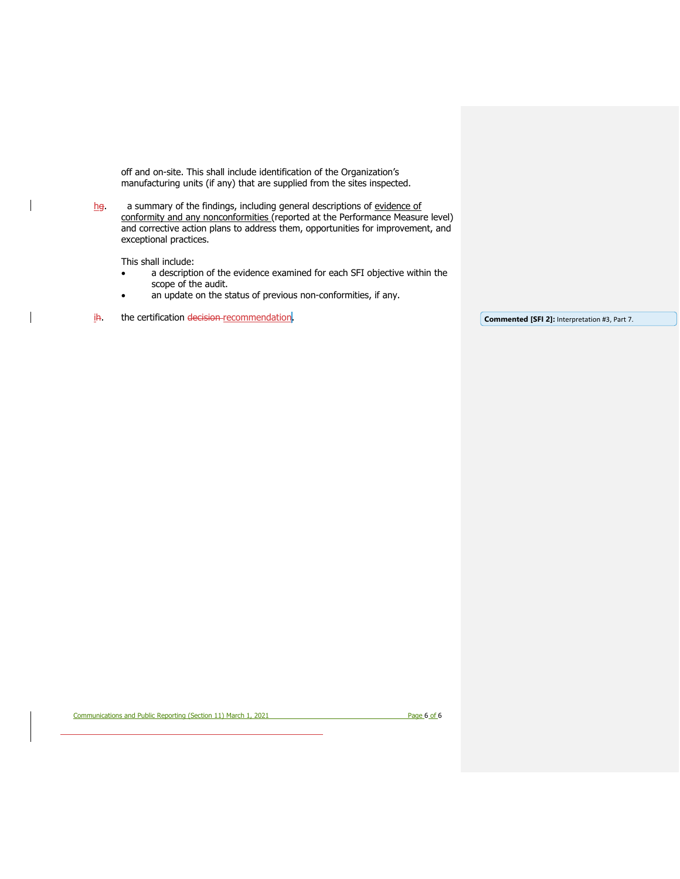off and on-site. This shall include identification of the Organization's manufacturing units (if any) that are supplied from the sites inspected.

hg. a summary of the findings, including general descriptions of evidence of conformity and any nonconformities (reported at the Performance Measure level) and corrective action plans to address them, opportunities for improvement, and exceptional practices.

This shall include:

- a description of the evidence examined for each SFI objective within the scope of the audit.
- an update on the status of previous non-conformities, if any.

ih. the certification ~~decision~~ recommendation.

**Commented [SFI 2]:** Interpretation #3, Part 7.